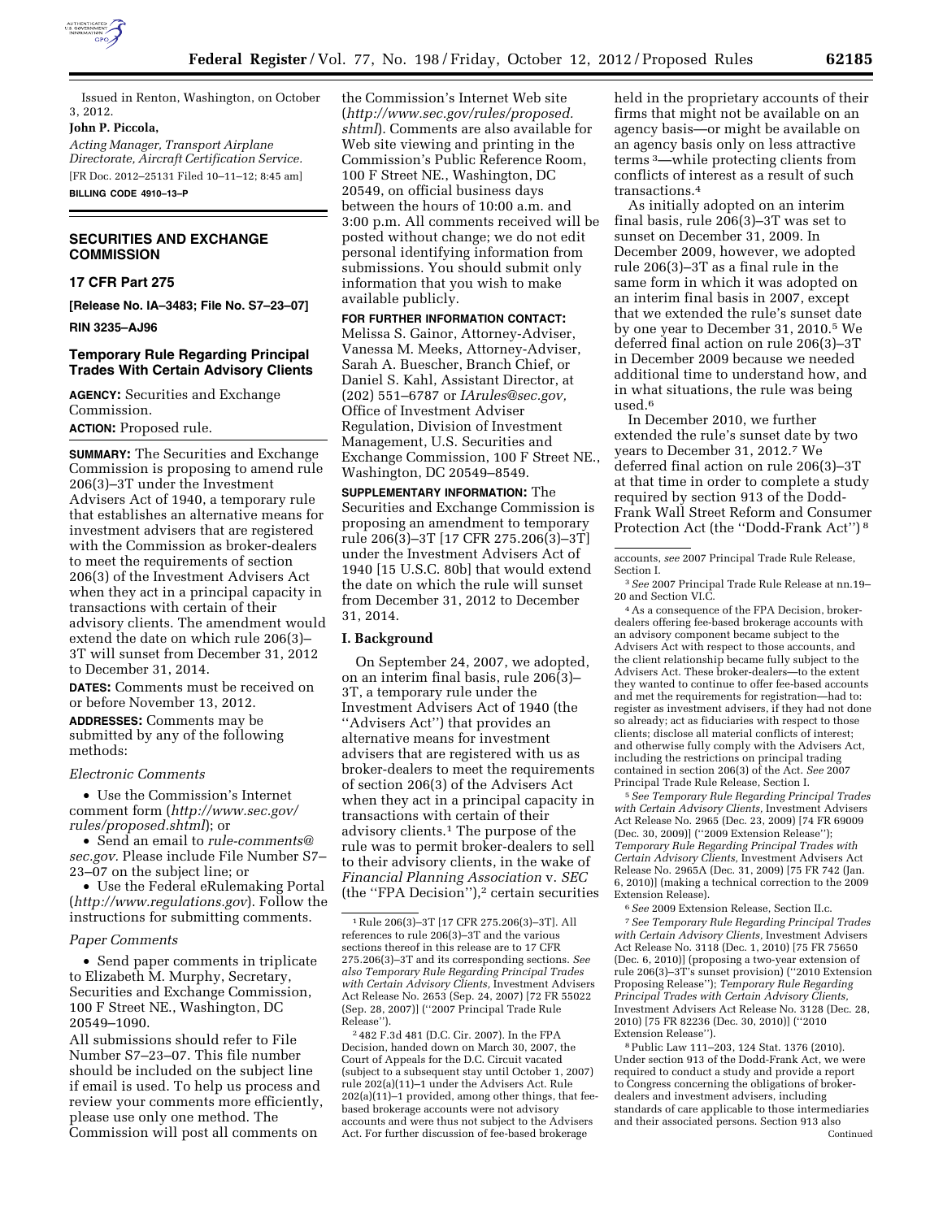Issued in Renton, Washington, on October 3, 2012.

**John P. Piccola,**

*Acting Manager, Transport Airplane Directorate, Aircraft Certification Service.*

[FR Doc. 2012–25131 Filed 10–11–12; 8:45 am]

**BILLING CODE 4910–13–P**

## SECURITIES AND EXCHANGE COMMISSION

### 17 CFR Part 275

**[Release No. IA–3483; File No. S7–23–07]**

**RIN 3235–AJ96**

### Temporary Rule Regarding Principal Trades With Certain Advisory Clients

**AGENCY:** Securities and Exchange Commission.

**ACTION:** Proposed rule.

**SUMMARY:** The Securities and Exchange Commission is proposing to amend rule 206(3)–3T under the Investment Advisers Act of 1940, a temporary rule that establishes an alternative means for investment advisers that are registered with the Commission as broker-dealers to meet the requirements of section 206(3) of the Investment Advisers Act when they act in a principal capacity in transactions with certain of their advisory clients. The amendment would extend the date on which rule 206(3)–3T will sunset from December 31, 2012 to December 31, 2014.

**DATES:** Comments must be received on or before November 13, 2012.

**ADDRESSES:** Comments may be submitted by any of the following methods:

*Electronic Comments*

- Use the Commission's Internet comment form (*http://www.sec.gov/rules/proposed.shtml*); or
- Send an email to *rule-comments@sec.gov.* Please include File Number S7–23–07 on the subject line; or
- Use the Federal eRulemaking Portal (*http://www.regulations.gov*). Follow the instructions for submitting comments.

*Paper Comments*

- Send paper comments in triplicate to Elizabeth M. Murphy, Secretary, Securities and Exchange Commission, 100 F Street NE., Washington, DC 20549–1090.

All submissions should refer to File Number S7–23–07. This file number should be included on the subject line if email is used. To help us process and review your comments more efficiently, please use only one method. The Commission will post all comments on the Commission's Internet Web site (*http://www.sec.gov/rules/proposed.shtml*). Comments are also available for Web site viewing and printing in the Commission's Public Reference Room, 100 F Street NE., Washington, DC 20549, on official business days between the hours of 10:00 a.m. and 3:00 p.m. All comments received will be posted without change; we do not edit personal identifying information from submissions. You should submit only information that you wish to make available publicly.

**FOR FURTHER INFORMATION CONTACT:** Melissa S. Gainor, Attorney-Adviser, Vanessa M. Meeks, Attorney-Adviser, Sarah A. Buescher, Branch Chief, or Daniel S. Kahl, Assistant Director, at (202) 551–6787 or *IArules@sec.gov,* Office of Investment Adviser Regulation, Division of Investment Management, U.S. Securities and Exchange Commission, 100 F Street NE., Washington, DC 20549–8549.

**SUPPLEMENTARY INFORMATION:** The Securities and Exchange Commission is proposing an amendment to temporary rule 206(3)–3T [17 CFR 275.206(3)–3T] under the Investment Advisers Act of 1940 [15 U.S.C. 80b] that would extend the date on which the rule will sunset from December 31, 2012 to December 31, 2014.

## I. Background

On September 24, 2007, we adopted, on an interim final basis, rule 206(3)–3T, a temporary rule under the Investment Advisers Act of 1940 (the ''Advisers Act'') that provides an alternative means for investment advisers that are registered with us as broker-dealers to meet the requirements of section 206(3) of the Advisers Act when they act in a principal capacity in transactions with certain of their advisory clients.[1] The purpose of the rule was to permit broker-dealers to sell to their advisory clients, in the wake of *Financial Planning Association* v. *SEC* (the ''FPA Decision''),[2] certain securities held in the proprietary accounts of their firms that might not be available on an agency basis—or might be available on an agency basis only on less attractive terms [3]—while protecting clients from conflicts of interest as a result of such transactions.[4]

As initially adopted on an interim final basis, rule 206(3)–3T was set to sunset on December 31, 2009. In December 2009, however, we adopted rule 206(3)–3T as a final rule in the same form in which it was adopted on an interim final basis in 2007, except that we extended the rule's sunset date by one year to December 31, 2010.[5] We deferred final action on rule 206(3)–3T in December 2009 because we needed additional time to understand how, and in what situations, the rule was being used.[6]

In December 2010, we further extended the rule's sunset date by two years to December 31, 2012.[7] We deferred final action on rule 206(3)–3T at that time in order to complete a study required by section 913 of the Dodd-Frank Wall Street Reform and Consumer Protection Act (the ''Dodd-Frank Act'') [8]

---

[1] Rule 206(3)–3T [17 CFR 275.206(3)–3T]. All references to rule 206(3)–3T and the various sections thereof in this release are to 17 CFR 275.206(3)–3T and its corresponding sections. *See also Temporary Rule Regarding Principal Trades with Certain Advisory Clients,* Investment Advisers Act Release No. 2653 (Sep. 24, 2007) [72 FR 55022 (Sep. 28, 2007)] (''2007 Principal Trade Rule Release'').

[2] 482 F.3d 481 (D.C. Cir. 2007). In the FPA Decision, handed down on March 30, 2007, the Court of Appeals for the D.C. Circuit vacated (subject to a subsequent stay until October 1, 2007) rule 202(a)(11)–1 under the Advisers Act. Rule 202(a)(11)–1 provided, among other things, that fee-based brokerage accounts were not advisory accounts and were thus not subject to the Advisers Act. For further discussion of fee-based brokerage accounts, *see* 2007 Principal Trade Rule Release, Section I.

[3] *See* 2007 Principal Trade Rule Release at nn.19–20 and Section VI.C.

[4] As a consequence of the FPA Decision, broker-dealers offering fee-based brokerage accounts with an advisory component became subject to the Advisers Act with respect to those accounts, and the client relationship became fully subject to the Advisers Act. These broker-dealers—to the extent they wanted to continue to offer fee-based accounts and met the requirements for registration—had to: register as investment advisers, if they had not done so already; act as fiduciaries with respect to those clients; disclose all material conflicts of interest; and otherwise fully comply with the Advisers Act, including the restrictions on principal trading contained in section 206(3) of the Act. *See* 2007 Principal Trade Rule Release, Section I.

[5] *See Temporary Rule Regarding Principal Trades with Certain Advisory Clients,* Investment Advisers Act Release No. 2965 (Dec. 23, 2009) [74 FR 69009 (Dec. 30, 2009)] (''2009 Extension Release''); *Temporary Rule Regarding Principal Trades with Certain Advisory Clients,* Investment Advisers Act Release No. 2965A (Dec. 31, 2009) [75 FR 742 (Jan. 6, 2010)] (making a technical correction to the 2009 Extension Release).

[6] *See* 2009 Extension Release, Section II.c.

[7] *See Temporary Rule Regarding Principal Trades with Certain Advisory Clients,* Investment Advisers Act Release No. 3118 (Dec. 1, 2010) [75 FR 75650 (Dec. 6, 2010)] (proposing a two-year extension of rule 206(3)–3T's sunset provision) (''2010 Extension Proposing Release''); *Temporary Rule Regarding Principal Trades with Certain Advisory Clients,* Investment Advisers Act Release No. 3128 (Dec. 28, 2010) [75 FR 82236 (Dec. 30, 2010)] (''2010 Extension Release'').

[8] Public Law 111–203, 124 Stat. 1376 (2010). Under section 913 of the Dodd-Frank Act, we were required to conduct a study and provide a report to Congress concerning the obligations of broker-dealers and investment advisers, including standards of care applicable to those intermediaries and their associated persons. Section 913 also

Continued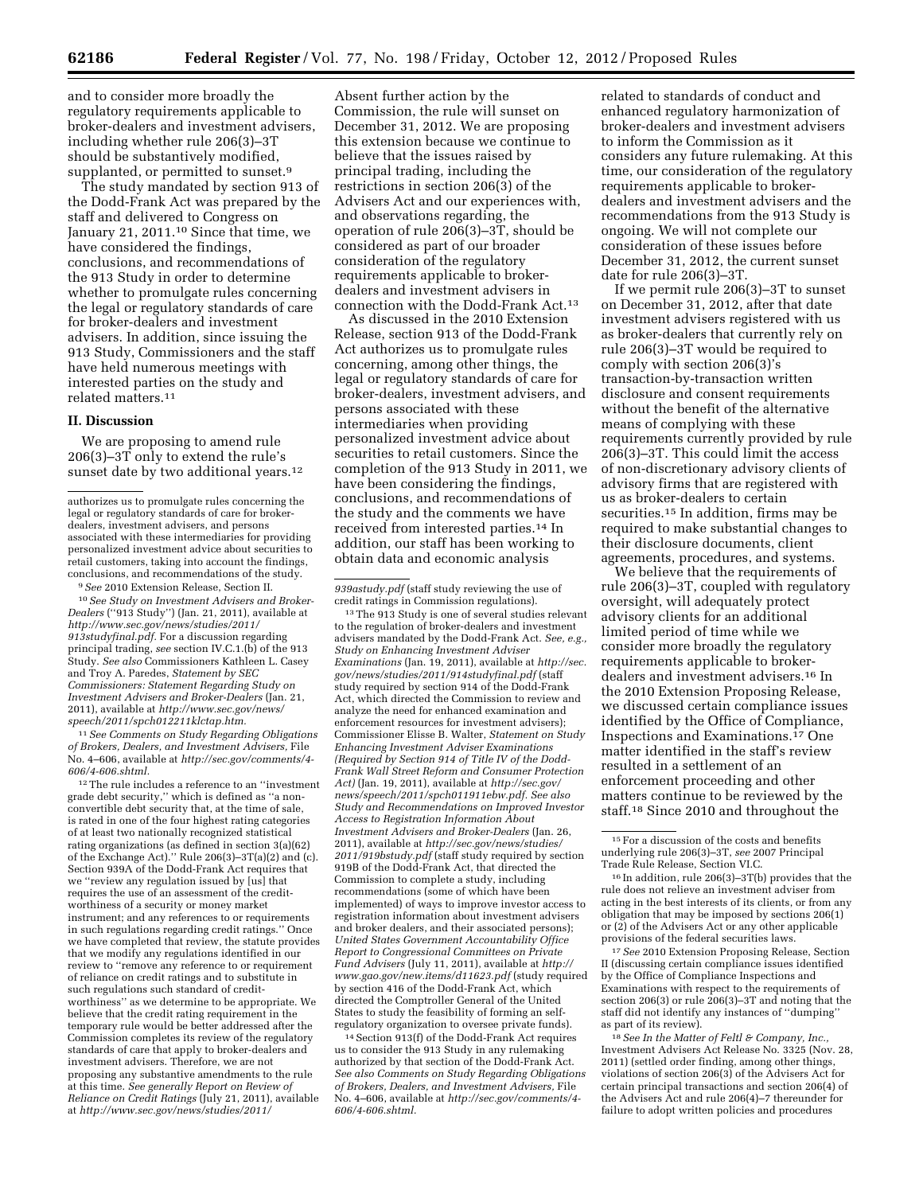and to consider more broadly the regulatory requirements applicable to broker-dealers and investment advisers, including whether rule 206(3)–3T should be substantively modified, supplanted, or permitted to sunset.[9]

The study mandated by section 913 of the Dodd-Frank Act was prepared by the staff and delivered to Congress on January 21, 2011.[10] Since that time, we have considered the findings, conclusions, and recommendations of the 913 Study in order to determine whether to promulgate rules concerning the legal or regulatory standards of care for broker-dealers and investment advisers. In addition, since issuing the 913 Study, Commissioners and the staff have held numerous meetings with interested parties on the study and related matters.[11]

## II. Discussion

We are proposing to amend rule 206(3)–3T only to extend the rule's sunset date by two additional years.[12] Absent further action by the Commission, the rule will sunset on December 31, 2012. We are proposing this extension because we continue to believe that the issues raised by principal trading, including the restrictions in section 206(3) of the Advisers Act and our experiences with, and observations regarding, the operation of rule 206(3)–3T, should be considered as part of our broader consideration of the regulatory requirements applicable to broker-dealers and investment advisers in connection with the Dodd-Frank Act.[13]

As discussed in the 2010 Extension Release, section 913 of the Dodd-Frank Act authorizes us to promulgate rules concerning, among other things, the legal or regulatory standards of care for broker-dealers, investment advisers, and persons associated with these intermediaries when providing personalized investment advice about securities to retail customers. Since the completion of the 913 Study in 2011, we have been considering the findings, conclusions, and recommendations of the study and the comments we have received from interested parties.[14] In addition, our staff has been working to obtain data and economic analysis related to standards of conduct and enhanced regulatory harmonization of broker-dealers and investment advisers to inform the Commission as it considers any future rulemaking. At this time, our consideration of the regulatory requirements applicable to broker-dealers and investment advisers and the recommendations from the 913 Study is ongoing. We will not complete our consideration of these issues before December 31, 2012, the current sunset date for rule 206(3)–3T.

If we permit rule 206(3)–3T to sunset on December 31, 2012, after that date investment advisers registered with us as broker-dealers that currently rely on rule 206(3)–3T would be required to comply with section 206(3)'s transaction-by-transaction written disclosure and consent requirements without the benefit of the alternative means of complying with these requirements currently provided by rule 206(3)–3T. This could limit the access of non-discretionary advisory clients of advisory firms that are registered with us as broker-dealers to certain securities.[15] In addition, firms may be required to make substantial changes to their disclosure documents, client agreements, procedures, and systems.

We believe that the requirements of rule 206(3)–3T, coupled with regulatory oversight, will adequately protect advisory clients for an additional limited period of time while we consider more broadly the regulatory requirements applicable to broker-dealers and investment advisers.[16] In the 2010 Extension Proposing Release, we discussed certain compliance issues identified by the Office of Compliance, Inspections and Examinations.[17] One matter identified in the staff's review resulted in a settlement of an enforcement proceeding and other matters continue to be reviewed by the staff.[18] Since 2010 and throughout the

---

authorizes us to promulgate rules concerning the legal or regulatory standards of care for broker-dealers, investment advisers, and persons associated with these intermediaries for providing personalized investment advice about securities to retail customers, taking into account the findings, conclusions, and recommendations of the study.

[9] *See* 2010 Extension Release, Section II.

[10] *See Study on Investment Advisers and Broker-Dealers* (''913 Study'') (Jan. 21, 2011), available at *http://www.sec.gov/news/studies/2011/913studyfinal.pdf*. For a discussion regarding principal trading, *see* section IV.C.1.(b) of the 913 Study. *See also* Commissioners Kathleen L. Casey and Troy A. Paredes, *Statement by SEC Commissioners: Statement Regarding Study on Investment Advisers and Broker-Dealers* (Jan. 21, 2011), available at *http://www.sec.gov/news/speech/2011/spch012211klctap.htm*.

[11] *See Comments on Study Regarding Obligations of Brokers, Dealers, and Investment Advisers,* File No. 4–606, available at *http://sec.gov/comments/4-606/4-606.shtml*.

[12] The rule includes a reference to an ''investment grade debt security,'' which is defined as ''a non-convertible debt security that, at the time of sale, is rated in one of the four highest rating categories of at least two nationally recognized statistical rating organizations (as defined in section 3(a)(62) of the Exchange Act).'' Rule 206(3)–3T(a)(2) and (c). Section 939A of the Dodd-Frank Act requires that we ''review any regulation issued by [us] that requires the use of an assessment of the credit-worthiness of a security or money market instrument; and any references to or requirements in such regulations regarding credit ratings.'' Once we have completed that review, the statute provides that we modify any regulations identified in our review to ''remove any reference to or requirement of reliance on credit ratings and to substitute in such regulations such standard of credit-worthiness'' as we determine to be appropriate. We believe that the credit rating requirement in the temporary rule would be better addressed after the Commission completes its review of the regulatory standards of care that apply to broker-dealers and investment advisers. Therefore, we are not proposing any substantive amendments to the rule at this time. *See generally Report on Review of Reliance on Credit Ratings* (July 21, 2011), available at *http://www.sec.gov/news/studies/2011/939astudy.pdf* (staff study reviewing the use of credit ratings in Commission regulations).

[13] The 913 Study is one of several studies relevant to the regulation of broker-dealers and investment advisers mandated by the Dodd-Frank Act. *See, e.g., Study on Enhancing Investment Adviser Examinations* (Jan. 19, 2011), available at *http://sec.gov/news/studies/2011/914studyfinal.pdf* (staff study required by section 914 of the Dodd-Frank Act, which directed the Commission to review and analyze the need for enhanced examination and enforcement resources for investment advisers); Commissioner Elisse B. Walter, *Statement on Study Enhancing Investment Adviser Examinations (Required by Section 914 of Title IV of the Dodd-Frank Wall Street Reform and Consumer Protection Act)* (Jan. 19, 2011), available at *http://sec.gov/news/speech/2011/spch011911ebw.pdf*. *See also Study and Recommendations on Improved Investor Access to Registration Information About Investment Advisers and Broker-Dealers* (Jan. 26, 2011), available at *http://sec.gov/news/studies/2011/919bstudy.pdf* (staff study required by section 919B of the Dodd-Frank Act, that directed the Commission to complete a study, including recommendations (some of which have been implemented) of ways to improve investor access to registration information about investment advisers and broker dealers, and their associated persons); *United States Government Accountability Office Report to Congressional Committees on Private Fund Advisers* (July 11, 2011), available at *http://www.gao.gov/new.items/d11623.pdf* (study required by section 416 of the Dodd-Frank Act, which directed the Comptroller General of the United States to study the feasibility of forming an self-regulatory organization to oversee private funds).

[14] Section 913(f) of the Dodd-Frank Act requires us to consider the 913 Study in any rulemaking authorized by that section of the Dodd-Frank Act. *See also Comments on Study Regarding Obligations of Brokers, Dealers, and Investment Advisers,* File No. 4–606, available at *http://sec.gov/comments/4-606/4-606.shtml*.

[15] For a discussion of the costs and benefits underlying rule 206(3)–3T, *see* 2007 Principal Trade Rule Release, Section VI.C.

[16] In addition, rule 206(3)–3T(b) provides that the rule does not relieve an investment adviser from acting in the best interests of its clients, or from any obligation that may be imposed by sections 206(1) or (2) of the Advisers Act or any other applicable provisions of the federal securities laws.

[17] *See* 2010 Extension Proposing Release, Section II (discussing certain compliance issues identified by the Office of Compliance Inspections and Examinations with respect to the requirements of section 206(3) or rule 206(3)–3T and noting that the staff did not identify any instances of ''dumping'' as part of its review).

[18] *See In the Matter of Feltl & Company, Inc.,* Investment Advisers Act Release No. 3325 (Nov. 28, 2011) (settled order finding, among other things, violations of section 206(3) of the Advisers Act for certain principal transactions and section 206(4) of the Advisers Act and rule 206(4)–7 thereunder for failure to adopt written policies and procedures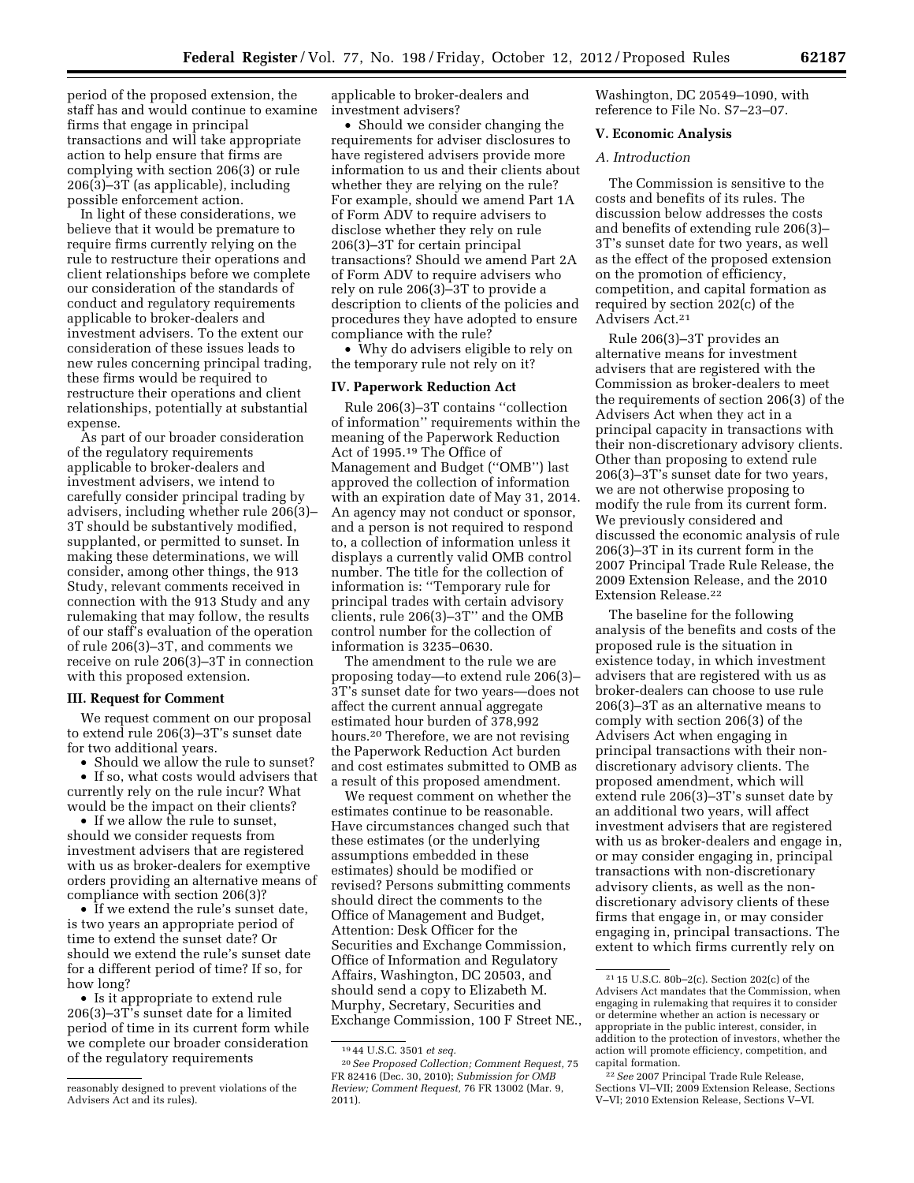period of the proposed extension, the staff has and would continue to examine firms that engage in principal transactions and will take appropriate action to help ensure that firms are complying with section 206(3) or rule 206(3)–3T (as applicable), including possible enforcement action.

In light of these considerations, we believe that it would be premature to require firms currently relying on the rule to restructure their operations and client relationships before we complete our consideration of the standards of conduct and regulatory requirements applicable to broker-dealers and investment advisers. To the extent our consideration of these issues leads to new rules concerning principal trading, these firms would be required to restructure their operations and client relationships, potentially at substantial expense.

As part of our broader consideration of the regulatory requirements applicable to broker-dealers and investment advisers, we intend to carefully consider principal trading by advisers, including whether rule 206(3)–3T should be substantively modified, supplanted, or permitted to sunset. In making these determinations, we will consider, among other things, the 913 Study, relevant comments received in connection with the 913 Study and any rulemaking that may follow, the results of our staff's evaluation of the operation of rule 206(3)–3T, and comments we receive on rule 206(3)–3T in connection with this proposed extension.

### III. Request for Comment

We request comment on our proposal to extend rule 206(3)–3T's sunset date for two additional years.

- Should we allow the rule to sunset?
- If so, what costs would advisers that currently rely on the rule incur? What would be the impact on their clients?
- If we allow the rule to sunset, should we consider requests from investment advisers that are registered with us as broker-dealers for exemptive orders providing an alternative means of compliance with section 206(3)?
- If we extend the rule's sunset date, is two years an appropriate period of time to extend the sunset date? Or should we extend the rule's sunset date for a different period of time? If so, for how long?
- Is it appropriate to extend rule 206(3)–3T's sunset date for a limited period of time in its current form while we complete our broader consideration of the regulatory requirements applicable to broker-dealers and investment advisers?
- Should we consider changing the requirements for adviser disclosures to have registered advisers provide more information to us and their clients about whether they are relying on the rule? For example, should we amend Part 1A of Form ADV to require advisers to disclose whether they rely on rule 206(3)–3T for certain principal transactions? Should we amend Part 2A of Form ADV to require advisers who rely on rule 206(3)–3T to provide a description to clients of the policies and procedures they have adopted to ensure compliance with the rule?
- Why do advisers eligible to rely on the temporary rule not rely on it?

### IV. Paperwork Reduction Act

Rule 206(3)–3T contains "collection of information" requirements within the meaning of the Paperwork Reduction Act of 1995.[19] The Office of Management and Budget ("OMB") last approved the collection of information with an expiration date of May 31, 2014. An agency may not conduct or sponsor, and a person is not required to respond to, a collection of information unless it displays a currently valid OMB control number. The title for the collection of information is: "Temporary rule for principal trades with certain advisory clients, rule 206(3)–3T" and the OMB control number for the collection of information is 3235–0630.

The amendment to the rule we are proposing today—to extend rule 206(3)–3T's sunset date for two years—does not affect the current annual aggregate estimated hour burden of 378,992 hours.[20] Therefore, we are not revising the Paperwork Reduction Act burden and cost estimates submitted to OMB as a result of this proposed amendment.

We request comment on whether the estimates continue to be reasonable. Have circumstances changed such that these estimates (or the underlying assumptions embedded in these estimates) should be modified or revised? Persons submitting comments should direct the comments to the Office of Management and Budget, Attention: Desk Officer for the Securities and Exchange Commission, Office of Information and Regulatory Affairs, Washington, DC 20503, and should send a copy to Elizabeth M. Murphy, Secretary, Securities and Exchange Commission, 100 F Street NE., Washington, DC 20549–1090, with reference to File No. S7–23–07.

### V. Economic Analysis

#### A. Introduction

The Commission is sensitive to the costs and benefits of its rules. The discussion below addresses the costs and benefits of extending rule 206(3)–3T's sunset date for two years, as well as the effect of the proposed extension on the promotion of efficiency, competition, and capital formation as required by section 202(c) of the Advisers Act.[21]

Rule 206(3)–3T provides an alternative means for investment advisers that are registered with the Commission as broker-dealers to meet the requirements of section 206(3) of the Advisers Act when they act in a principal capacity in transactions with their non-discretionary advisory clients. Other than proposing to extend rule 206(3)–3T's sunset date for two years, we are not otherwise proposing to modify the rule from its current form. We previously considered and discussed the economic analysis of rule 206(3)–3T in its current form in the 2007 Principal Trade Rule Release, the 2009 Extension Release, and the 2010 Extension Release.[22]

The baseline for the following analysis of the benefits and costs of the proposed rule is the situation in existence today, in which investment advisers that are registered with us as broker-dealers can choose to use rule 206(3)–3T as an alternative means to comply with section 206(3) of the Advisers Act when engaging in principal transactions with their non-discretionary advisory clients. The proposed amendment, which will extend rule 206(3)–3T's sunset date by an additional two years, will affect investment advisers that are registered with us as broker-dealers and engage in, or may consider engaging in, principal transactions with non-discretionary advisory clients, as well as the non-discretionary advisory clients of these firms that engage in, or may consider engaging in, principal transactions. The extent to which firms currently rely on

---

reasonably designed to prevent violations of the Advisers Act and its rules).

[19] 44 U.S.C. 3501 *et seq.*

[20] *See Proposed Collection; Comment Request,* 75 FR 82416 (Dec. 30, 2010); *Submission for OMB Review; Comment Request,* 76 FR 13002 (Mar. 9, 2011).

[21] 15 U.S.C. 80b–2(c). Section 202(c) of the Advisers Act mandates that the Commission, when engaging in rulemaking that requires it to consider or determine whether an action is necessary or appropriate in the public interest, consider, in addition to the protection of investors, whether the action will promote efficiency, competition, and capital formation.

[22] *See* 2007 Principal Trade Rule Release, Sections VI–VII; 2009 Extension Release, Sections V–VI; 2010 Extension Release, Sections V–VI.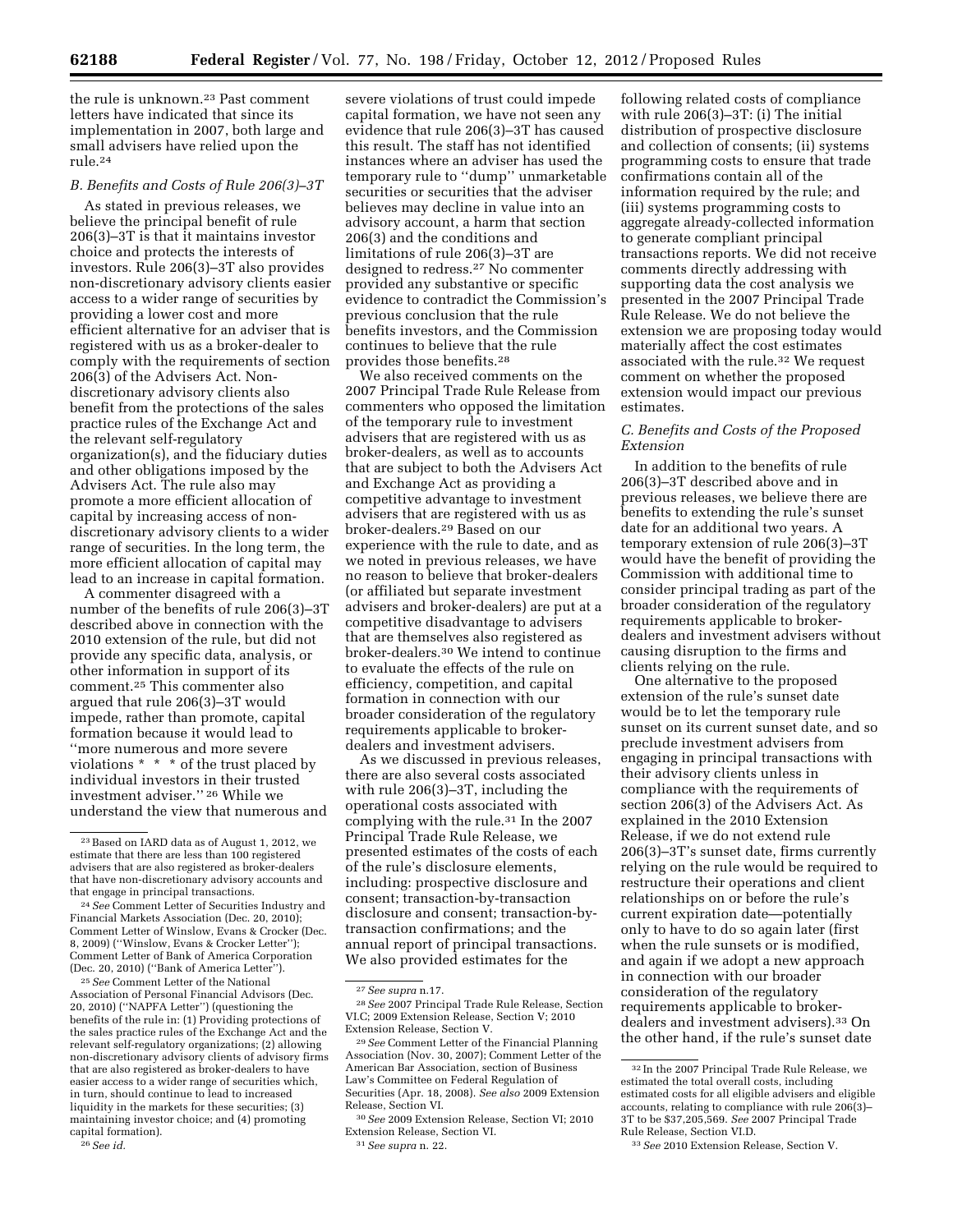the rule is unknown.[23] Past comment letters have indicated that since its implementation in 2007, both large and small advisers have relied upon the rule.[24]

### B. Benefits and Costs of Rule 206(3)–3T

As stated in previous releases, we believe the principal benefit of rule 206(3)–3T is that it maintains investor choice and protects the interests of investors. Rule 206(3)–3T also provides non-discretionary advisory clients easier access to a wider range of securities by providing a lower cost and more efficient alternative for an adviser that is registered with us as a broker-dealer to comply with the requirements of section 206(3) of the Advisers Act. Non-discretionary advisory clients also benefit from the protections of the sales practice rules of the Exchange Act and the relevant self-regulatory organization(s), and the fiduciary duties and other obligations imposed by the Advisers Act. The rule also may promote a more efficient allocation of capital by increasing access of non-discretionary advisory clients to a wider range of securities. In the long term, the more efficient allocation of capital may lead to an increase in capital formation.

A commenter disagreed with a number of the benefits of rule 206(3)–3T described above in connection with the 2010 extension of the rule, but did not provide any specific data, analysis, or other information in support of its comment.[25] This commenter also argued that rule 206(3)–3T would impede, rather than promote, capital formation because it would lead to ''more numerous and more severe violations * * * of the trust placed by individual investors in their trusted investment adviser.'' [26] While we understand the view that numerous and severe violations of trust could impede capital formation, we have not seen any evidence that rule 206(3)–3T has caused this result. The staff has not identified instances where an adviser has used the temporary rule to ''dump'' unmarketable securities or securities that the adviser believes may decline in value into an advisory account, a harm that section 206(3) and the conditions and limitations of rule 206(3)–3T are designed to redress.[27] No commenter provided any substantive or specific evidence to contradict the Commission's previous conclusion that the rule benefits investors, and the Commission continues to believe that the rule provides those benefits.[28]

We also received comments on the 2007 Principal Trade Rule Release from commenters who opposed the limitation of the temporary rule to investment advisers that are registered with us as broker-dealers, as well as to accounts that are subject to both the Advisers Act and Exchange Act as providing a competitive advantage to investment advisers that are registered with us as broker-dealers.[29] Based on our experience with the rule to date, and as we noted in previous releases, we have no reason to believe that broker-dealers (or affiliated but separate investment advisers and broker-dealers) are put at a competitive disadvantage to advisers that are themselves also registered as broker-dealers.[30] We intend to continue to evaluate the effects of the rule on efficiency, competition, and capital formation in connection with our broader consideration of the regulatory requirements applicable to broker-dealers and investment advisers.

As we discussed in previous releases, there are also several costs associated with rule 206(3)–3T, including the operational costs associated with complying with the rule.[31] In the 2007 Principal Trade Rule Release, we presented estimates of the costs of each of the rule's disclosure elements, including: prospective disclosure and consent; transaction-by-transaction disclosure and consent; transaction-by-transaction confirmations; and the annual report of principal transactions. We also provided estimates for the following related costs of compliance with rule 206(3)–3T: (i) The initial distribution of prospective disclosure and collection of consents; (ii) systems programming costs to ensure that trade confirmations contain all of the information required by the rule; and (iii) systems programming costs to aggregate already-collected information to generate compliant principal transactions reports. We did not receive comments directly addressing with supporting data the cost analysis we presented in the 2007 Principal Trade Rule Release. We do not believe the extension we are proposing today would materially affect the cost estimates associated with the rule.[32] We request comment on whether the proposed extension would impact our previous estimates.

### C. Benefits and Costs of the Proposed Extension

In addition to the benefits of rule 206(3)–3T described above and in previous releases, we believe there are benefits to extending the rule's sunset date for an additional two years. A temporary extension of rule 206(3)–3T would have the benefit of providing the Commission with additional time to consider principal trading as part of the broader consideration of the regulatory requirements applicable to broker-dealers and investment advisers without causing disruption to the firms and clients relying on the rule.

One alternative to the proposed extension of the rule's sunset date would be to let the temporary rule sunset on its current sunset date, and so preclude investment advisers from engaging in principal transactions with their advisory clients unless in compliance with the requirements of section 206(3) of the Advisers Act. As explained in the 2010 Extension Release, if we do not extend rule 206(3)–3T's sunset date, firms currently relying on the rule would be required to restructure their operations and client relationships on or before the rule's current expiration date—potentially only to have to do so again later (first when the rule sunsets or is modified, and again if we adopt a new approach in connection with our broader consideration of the regulatory requirements applicable to broker-dealers and investment advisers).[33] On the other hand, if the rule's sunset date

---

[23] Based on IARD data as of August 1, 2012, we estimate that there are less than 100 registered advisers that are also registered as broker-dealers that have non-discretionary advisory accounts and that engage in principal transactions.

[24] *See* Comment Letter of Securities Industry and Financial Markets Association (Dec. 20, 2010); Comment Letter of Winslow, Evans & Crocker (Dec. 8, 2009) (''Winslow, Evans & Crocker Letter''); Comment Letter of Bank of America Corporation (Dec. 20, 2010) (''Bank of America Letter'').

[25] *See* Comment Letter of the National Association of Personal Financial Advisors (Dec. 20, 2010) (''NAPFA Letter'') (questioning the benefits of the rule in: (1) Providing protections of the sales practice rules of the Exchange Act and the relevant self-regulatory organizations; (2) allowing non-discretionary advisory clients of advisory firms that are also registered as broker-dealers to have easier access to a wider range of securities which, in turn, should continue to lead to increased liquidity in the markets for these securities; (3) maintaining investor choice; and (4) promoting capital formation).

[26] *See id.*

[27] *See supra* n.17.

[28] *See* 2007 Principal Trade Rule Release, Section VI.C; 2009 Extension Release, Section V; 2010 Extension Release, Section V.

[29] *See* Comment Letter of the Financial Planning Association (Nov. 30, 2007); Comment Letter of the American Bar Association, section of Business Law's Committee on Federal Regulation of Securities (Apr. 18, 2008). *See also* 2009 Extension Release, Section VI.

[30] *See* 2009 Extension Release, Section VI; 2010 Extension Release, Section VI.

[31] *See supra* n. 22.

[32] In the 2007 Principal Trade Rule Release, we estimated the total overall costs, including estimated costs for all eligible advisers and eligible accounts, relating to compliance with rule 206(3)–3T to be $37,205,569. *See* 2007 Principal Trade Rule Release, Section VI.D.

[33] *See* 2010 Extension Release, Section V.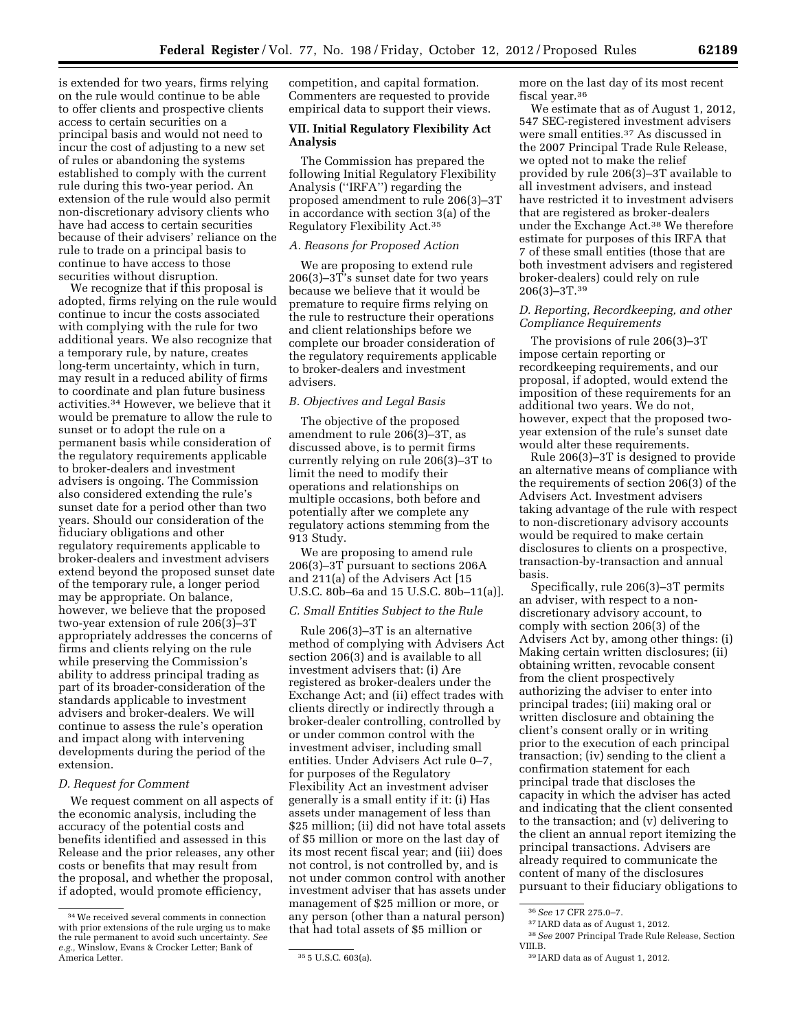is extended for two years, firms relying on the rule would continue to be able to offer clients and prospective clients access to certain securities on a principal basis and would not need to incur the cost of adjusting to a new set of rules or abandoning the systems established to comply with the current rule during this two-year period. An extension of the rule would also permit non-discretionary advisory clients who have had access to certain securities because of their advisers' reliance on the rule to trade on a principal basis to continue to have access to those securities without disruption.

We recognize that if this proposal is adopted, firms relying on the rule would continue to incur the costs associated with complying with the rule for two additional years. We also recognize that a temporary rule, by nature, creates long-term uncertainty, which in turn, may result in a reduced ability of firms to coordinate and plan future business activities.[34] However, we believe that it would be premature to allow the rule to sunset or to adopt the rule on a permanent basis while consideration of the regulatory requirements applicable to broker-dealers and investment advisers is ongoing. The Commission also considered extending the rule's sunset date for a period other than two years. Should our consideration of the fiduciary obligations and other regulatory requirements applicable to broker-dealers and investment advisers extend beyond the proposed sunset date of the temporary rule, a longer period may be appropriate. On balance, however, we believe that the proposed two-year extension of rule 206(3)–3T appropriately addresses the concerns of firms and clients relying on the rule while preserving the Commission's ability to address principal trading as part of its broader-consideration of the standards applicable to investment advisers and broker-dealers. We will continue to assess the rule's operation and impact along with intervening developments during the period of the extension.

### D. Request for Comment

We request comment on all aspects of the economic analysis, including the accuracy of the potential costs and benefits identified and assessed in this Release and the prior releases, any other costs or benefits that may result from the proposal, and whether the proposal, if adopted, would promote efficiency, competition, and capital formation. Commenters are requested to provide empirical data to support their views.

## VII. Initial Regulatory Flexibility Act Analysis

The Commission has prepared the following Initial Regulatory Flexibility Analysis ("IRFA") regarding the proposed amendment to rule 206(3)–3T in accordance with section 3(a) of the Regulatory Flexibility Act.[35]

### A. Reasons for Proposed Action

We are proposing to extend rule 206(3)–3T's sunset date for two years because we believe that it would be premature to require firms relying on the rule to restructure their operations and client relationships before we complete our broader consideration of the regulatory requirements applicable to broker-dealers and investment advisers.

### B. Objectives and Legal Basis

The objective of the proposed amendment to rule 206(3)–3T, as discussed above, is to permit firms currently relying on rule 206(3)–3T to limit the need to modify their operations and relationships on multiple occasions, both before and potentially after we complete any regulatory actions stemming from the 913 Study.

We are proposing to amend rule 206(3)–3T pursuant to sections 206A and 211(a) of the Advisers Act [15 U.S.C. 80b–6a and 15 U.S.C. 80b–11(a)].

### C. Small Entities Subject to the Rule

Rule 206(3)–3T is an alternative method of complying with Advisers Act section 206(3) and is available to all investment advisers that: (i) Are registered as broker-dealers under the Exchange Act; and (ii) effect trades with clients directly or indirectly through a broker-dealer controlling, controlled by or under common control with the investment adviser, including small entities. Under Advisers Act rule 0–7, for purposes of the Regulatory Flexibility Act an investment adviser generally is a small entity if it: (i) Has assets under management of less than $25 million; (ii) did not have total assets of $5 million or more on the last day of its most recent fiscal year; and (iii) does not control, is not controlled by, and is not under common control with another investment adviser that has assets under management of $25 million or more, or any person (other than a natural person) that had total assets of $5 million or more on the last day of its most recent fiscal year.[36]

We estimate that as of August 1, 2012, 547 SEC-registered investment advisers were small entities.[37] As discussed in the 2007 Principal Trade Rule Release, we opted not to make the relief provided by rule 206(3)–3T available to all investment advisers, and instead have restricted it to investment advisers that are registered as broker-dealers under the Exchange Act.[38] We therefore estimate for purposes of this IRFA that 7 of these small entities (those that are both investment advisers and registered broker-dealers) could rely on rule 206(3)–3T.[39]

### D. Reporting, Recordkeeping, and other Compliance Requirements

The provisions of rule 206(3)–3T impose certain reporting or recordkeeping requirements, and our proposal, if adopted, would extend the imposition of these requirements for an additional two years. We do not, however, expect that the proposed two-year extension of the rule's sunset date would alter these requirements.

Rule 206(3)–3T is designed to provide an alternative means of compliance with the requirements of section 206(3) of the Advisers Act. Investment advisers taking advantage of the rule with respect to non-discretionary advisory accounts would be required to make certain disclosures to clients on a prospective, transaction-by-transaction and annual basis.

Specifically, rule 206(3)–3T permits an adviser, with respect to a non-discretionary advisory account, to comply with section 206(3) of the Advisers Act by, among other things: (i) Making certain written disclosures; (ii) obtaining written, revocable consent from the client prospectively authorizing the adviser to enter into principal trades; (iii) making oral or written disclosure and obtaining the client's consent orally or in writing prior to the execution of each principal transaction; (iv) sending to the client a confirmation statement for each principal trade that discloses the capacity in which the adviser has acted and indicating that the client consented to the transaction; and (v) delivering to the client an annual report itemizing the principal transactions. Advisers are already required to communicate the content of many of the disclosures pursuant to their fiduciary obligations to

---

[34] We received several comments in connection with prior extensions of the rule urging us to make the rule permanent to avoid such uncertainty. *See e.g.*, Winslow, Evans & Crocker Letter; Bank of America Letter.

[35] 5 U.S.C. 603(a).

[36] *See* 17 CFR 275.0–7.

[37] IARD data as of August 1, 2012.

[38] *See* 2007 Principal Trade Rule Release, Section VIII.B.

[39] IARD data as of August 1, 2012.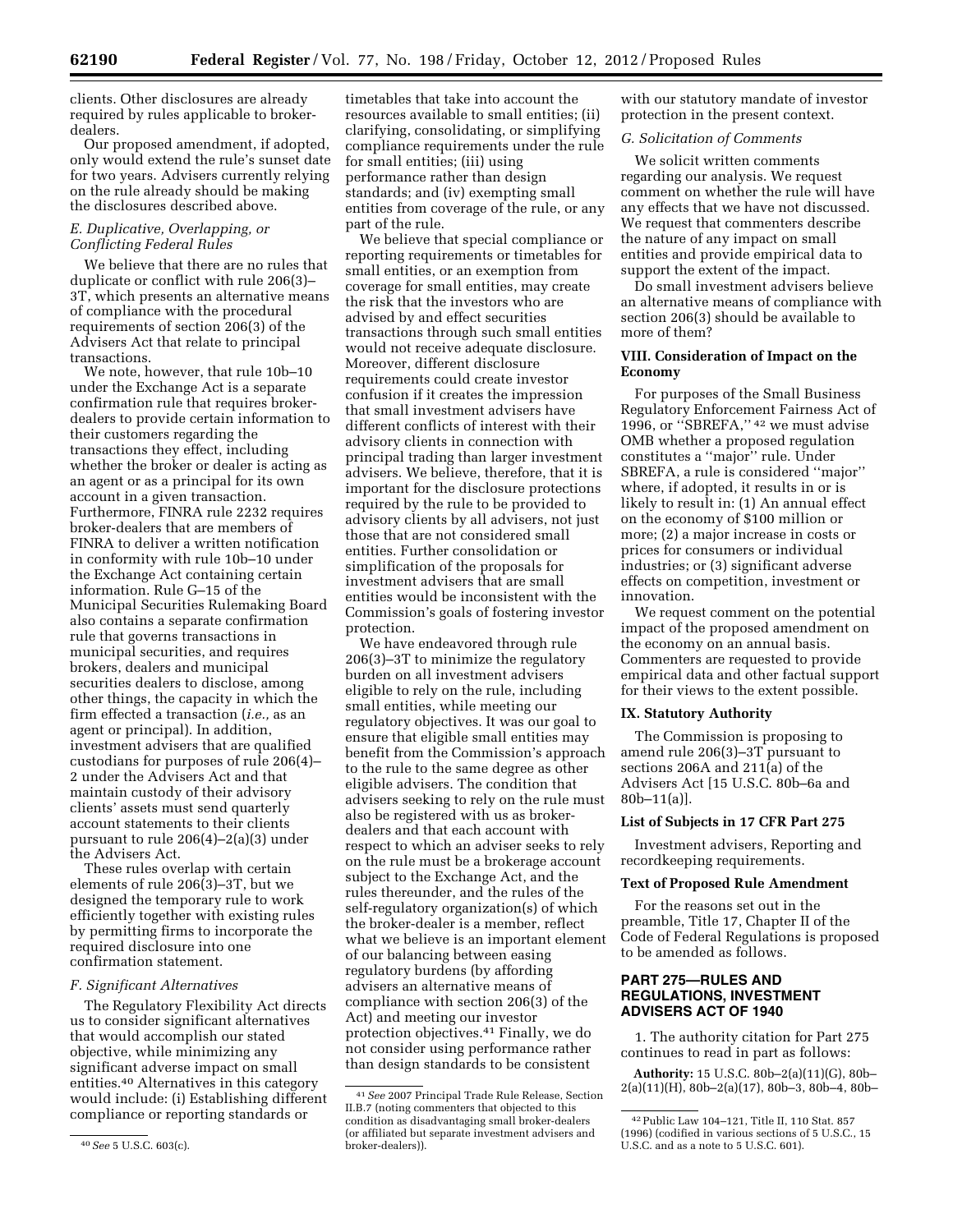clients. Other disclosures are already required by rules applicable to broker-dealers.

Our proposed amendment, if adopted, only would extend the rule's sunset date for two years. Advisers currently relying on the rule already should be making the disclosures described above.

### E. Duplicative, Overlapping, or Conflicting Federal Rules

We believe that there are no rules that duplicate or conflict with rule 206(3)–3T, which presents an alternative means of compliance with the procedural requirements of section 206(3) of the Advisers Act that relate to principal transactions.

We note, however, that rule 10b–10 under the Exchange Act is a separate confirmation rule that requires broker-dealers to provide certain information to their customers regarding the transactions they effect, including whether the broker or dealer is acting as an agent or as a principal for its own account in a given transaction. Furthermore, FINRA rule 2232 requires broker-dealers that are members of FINRA to deliver a written notification in conformity with rule 10b–10 under the Exchange Act containing certain information. Rule G–15 of the Municipal Securities Rulemaking Board also contains a separate confirmation rule that governs transactions in municipal securities, and requires brokers, dealers and municipal securities dealers to disclose, among other things, the capacity in which the firm effected a transaction (*i.e.,* as an agent or principal). In addition, investment advisers that are qualified custodians for purposes of rule 206(4)–2 under the Advisers Act and that maintain custody of their advisory clients' assets must send quarterly account statements to their clients pursuant to rule 206(4)–2(a)(3) under the Advisers Act.

These rules overlap with certain elements of rule 206(3)–3T, but we designed the temporary rule to work efficiently together with existing rules by permitting firms to incorporate the required disclosure into one confirmation statement.

### F. Significant Alternatives

The Regulatory Flexibility Act directs us to consider significant alternatives that would accomplish our stated objective, while minimizing any significant adverse impact on small entities.[40] Alternatives in this category would include: (i) Establishing different compliance or reporting standards or timetables that take into account the resources available to small entities; (ii) clarifying, consolidating, or simplifying compliance requirements under the rule for small entities; (iii) using performance rather than design standards; and (iv) exempting small entities from coverage of the rule, or any part of the rule.

We believe that special compliance or reporting requirements or timetables for small entities, or an exemption from coverage for small entities, may create the risk that the investors who are advised by and effect securities transactions through such small entities would not receive adequate disclosure. Moreover, different disclosure requirements could create investor confusion if it creates the impression that small investment advisers have different conflicts of interest with their advisory clients in connection with principal trading than larger investment advisers. We believe, therefore, that it is important for the disclosure protections required by the rule to be provided to advisory clients by all advisers, not just those that are not considered small entities. Further consolidation or simplification of the proposals for investment advisers that are small entities would be inconsistent with the Commission's goals of fostering investor protection.

We have endeavored through rule 206(3)–3T to minimize the regulatory burden on all investment advisers eligible to rely on the rule, including small entities, while meeting our regulatory objectives. It was our goal to ensure that eligible small entities may benefit from the Commission's approach to the rule to the same degree as other eligible advisers. The condition that advisers seeking to rely on the rule must also be registered with us as broker-dealers and that each account with respect to which an adviser seeks to rely on the rule must be a brokerage account subject to the Exchange Act, and the rules thereunder, and the rules of the self-regulatory organization(s) of which the broker-dealer is a member, reflect what we believe is an important element of our balancing between easing regulatory burdens (by affording advisers an alternative means of compliance with section 206(3) of the Act) and meeting our investor protection objectives.[41] Finally, we do not consider using performance rather than design standards to be consistent with our statutory mandate of investor protection in the present context.

### G. Solicitation of Comments

We solicit written comments regarding our analysis. We request comment on whether the rule will have any effects that we have not discussed. We request that commenters describe the nature of any impact on small entities and provide empirical data to support the extent of the impact.

Do small investment advisers believe an alternative means of compliance with section 206(3) should be available to more of them?

## VIII. Consideration of Impact on the Economy

For purposes of the Small Business Regulatory Enforcement Fairness Act of 1996, or "SBREFA,"[42] we must advise OMB whether a proposed regulation constitutes a "major" rule. Under SBREFA, a rule is considered "major" where, if adopted, it results in or is likely to result in: (1) An annual effect on the economy of $100 million or more; (2) a major increase in costs or prices for consumers or individual industries; or (3) significant adverse effects on competition, investment or innovation.

We request comment on the potential impact of the proposed amendment on the economy on an annual basis. Commenters are requested to provide empirical data and other factual support for their views to the extent possible.

## IX. Statutory Authority

The Commission is proposing to amend rule 206(3)–3T pursuant to sections 206A and 211(a) of the Advisers Act [15 U.S.C. 80b–6a and 80b–11(a)].

## List of Subjects in 17 CFR Part 275

Investment advisers, Reporting and recordkeeping requirements.

## Text of Proposed Rule Amendment

For the reasons set out in the preamble, Title 17, Chapter II of the Code of Federal Regulations is proposed to be amended as follows.

## PART 275—RULES AND REGULATIONS, INVESTMENT ADVISERS ACT OF 1940

1. The authority citation for Part 275 continues to read in part as follows:

**Authority:** 15 U.S.C. 80b–2(a)(11)(G), 80b–2(a)(11)(H), 80b–2(a)(17), 80b–3, 80b–4, 80b–

---

[40] *See* 5 U.S.C. 603(c).

[41] *See* 2007 Principal Trade Rule Release, Section II.B.7 (noting commenters that objected to this condition as disadvantaging small broker-dealers (or affiliated but separate investment advisers and broker-dealers)).

[42] Public Law 104–121, Title II, 110 Stat. 857 (1996) (codified in various sections of 5 U.S.C., 15 U.S.C. and as a note to 5 U.S.C. 601).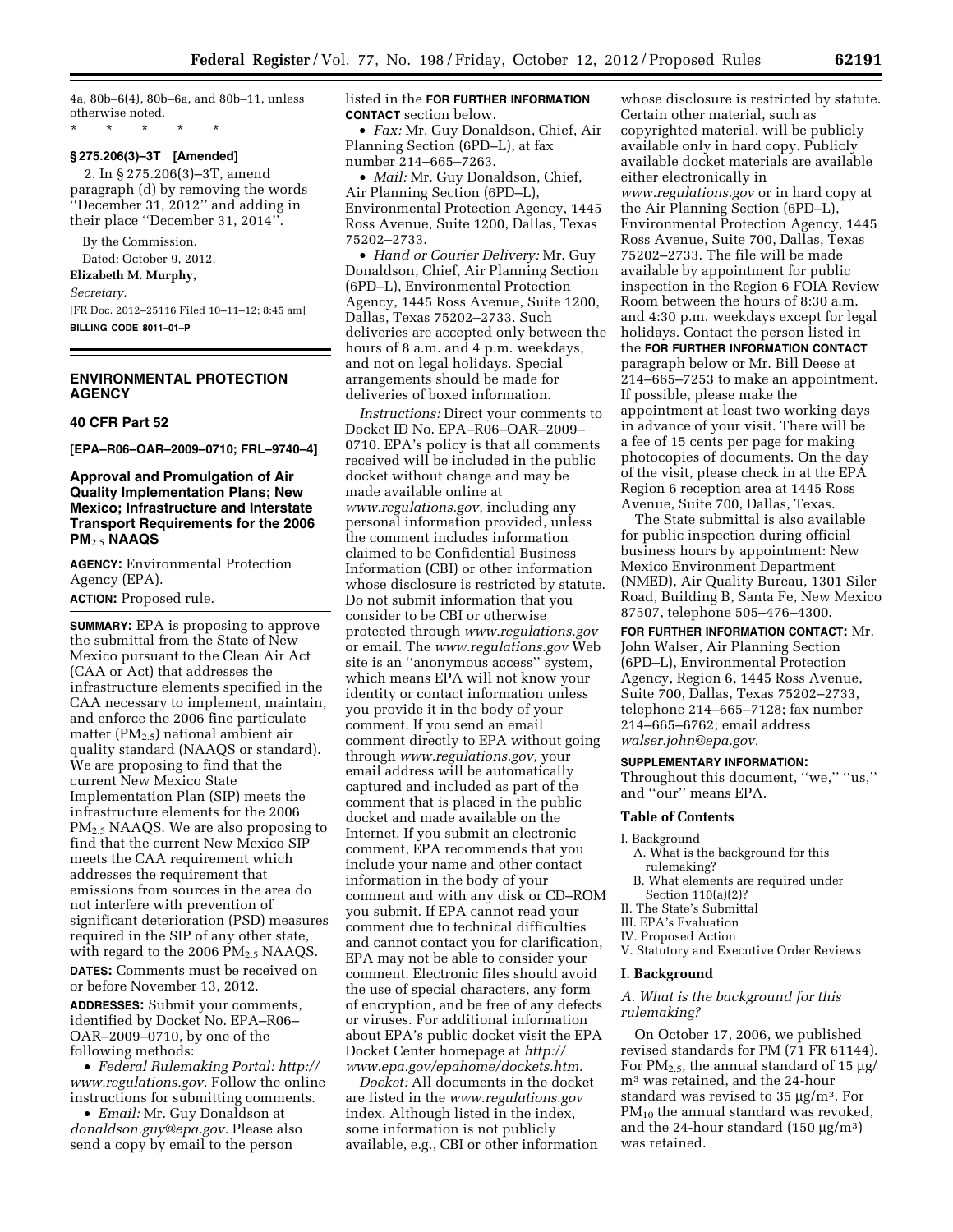4a, 80b–6(4), 80b–6a, and 80b–11, unless otherwise noted.

\* \* \* \* \*

**§ 275.206(3)–3T [Amended]**

2. In § 275.206(3)–3T, amend paragraph (d) by removing the words ''December 31, 2012'' and adding in their place ''December 31, 2014''.

By the Commission.

Dated: October 9, 2012.

**Elizabeth M. Murphy,**

*Secretary.*

[FR Doc. 2012–25116 Filed 10–11–12; 8:45 am]

**BILLING CODE 8011–01–P**

## ENVIRONMENTAL PROTECTION AGENCY

### 40 CFR Part 52

**[EPA–R06–OAR–2009–0710; FRL–9740–4]**

### Approval and Promulgation of Air Quality Implementation Plans; New Mexico; Infrastructure and Interstate Transport Requirements for the 2006 $PM_{2.5}$ NAAQS

**AGENCY:** Environmental Protection Agency (EPA).

**ACTION:** Proposed rule.

**SUMMARY:** EPA is proposing to approve the submittal from the State of New Mexico pursuant to the Clean Air Act (CAA or Act) that addresses the infrastructure elements specified in the CAA necessary to implement, maintain, and enforce the 2006 fine particulate matter ($PM_{2.5}$) national ambient air quality standard (NAAQS or standard). We are proposing to find that the current New Mexico State Implementation Plan (SIP) meets the infrastructure elements for the 2006 $PM_{2.5}$ NAAQS. We are also proposing to find that the current New Mexico SIP meets the CAA requirement which addresses the requirement that emissions from sources in the area do not interfere with prevention of significant deterioration (PSD) measures required in the SIP of any other state, with regard to the 2006 $PM_{2.5}$ NAAQS.

**DATES:** Comments must be received on or before November 13, 2012.

**ADDRESSES:** Submit your comments, identified by Docket No. EPA–R06–OAR–2009–0710, by one of the following methods:

- *Federal Rulemaking Portal: http://www.regulations.gov.* Follow the online instructions for submitting comments.
- *Email:* Mr. Guy Donaldson at *donaldson.guy@epa.gov.* Please also send a copy by email to the person listed in the **FOR FURTHER INFORMATION CONTACT** section below.
- *Fax:* Mr. Guy Donaldson, Chief, Air Planning Section (6PD–L), at fax number 214–665–7263.
- *Mail:* Mr. Guy Donaldson, Chief, Air Planning Section (6PD–L), Environmental Protection Agency, 1445 Ross Avenue, Suite 1200, Dallas, Texas 75202–2733.
- *Hand or Courier Delivery:* Mr. Guy Donaldson, Chief, Air Planning Section (6PD–L), Environmental Protection Agency, 1445 Ross Avenue, Suite 1200, Dallas, Texas 75202–2733. Such deliveries are accepted only between the hours of 8 a.m. and 4 p.m. weekdays, and not on legal holidays. Special arrangements should be made for deliveries of boxed information.

*Instructions:* Direct your comments to Docket ID No. EPA–R06–OAR–2009–0710. EPA's policy is that all comments received will be included in the public docket without change and may be made available online at *www.regulations.gov,* including any personal information provided, unless the comment includes information claimed to be Confidential Business Information (CBI) or other information whose disclosure is restricted by statute. Do not submit information that you consider to be CBI or otherwise protected through *www.regulations.gov* or email. The *www.regulations.gov* Web site is an ''anonymous access'' system, which means EPA will not know your identity or contact information unless you provide it in the body of your comment. If you send an email comment directly to EPA without going through *www.regulations.gov,* your email address will be automatically captured and included as part of the comment that is placed in the public docket and made available on the Internet. If you submit an electronic comment, EPA recommends that you include your name and other contact information in the body of your comment and with any disk or CD–ROM you submit. If EPA cannot read your comment due to technical difficulties and cannot contact you for clarification, EPA may not be able to consider your comment. Electronic files should avoid the use of special characters, any form of encryption, and be free of any defects or viruses. For additional information about EPA's public docket visit the EPA Docket Center homepage at *http://www.epa.gov/epahome/dockets.htm.*

*Docket:* All documents in the docket are listed in the *www.regulations.gov* index. Although listed in the index, some information is not publicly available, e.g., CBI or other information whose disclosure is restricted by statute. Certain other material, such as copyrighted material, will be publicly available only in hard copy. Publicly available docket materials are available either electronically in *www.regulations.gov* or in hard copy at the Air Planning Section (6PD–L), Environmental Protection Agency, 1445 Ross Avenue, Suite 700, Dallas, Texas 75202–2733. The file will be made available by appointment for public inspection in the Region 6 FOIA Review Room between the hours of 8:30 a.m. and 4:30 p.m. weekdays except for legal holidays. Contact the person listed in the **FOR FURTHER INFORMATION CONTACT** paragraph below or Mr. Bill Deese at 214–665–7253 to make an appointment. If possible, please make the appointment at least two working days in advance of your visit. There will be a fee of 15 cents per page for making photocopies of documents. On the day of the visit, please check in at the EPA Region 6 reception area at 1445 Ross Avenue, Suite 700, Dallas, Texas.

The State submittal is also available for public inspection during official business hours by appointment: New Mexico Environment Department (NMED), Air Quality Bureau, 1301 Siler Road, Building B, Santa Fe, New Mexico 87507, telephone 505–476–4300.

**FOR FURTHER INFORMATION CONTACT:** Mr. John Walser, Air Planning Section (6PD–L), Environmental Protection Agency, Region 6, 1445 Ross Avenue, Suite 700, Dallas, Texas 75202–2733, telephone 214–665–7128; fax number 214–665–6762; email address *walser.john@epa.gov.*

**SUPPLEMENTARY INFORMATION:** Throughout this document, ''we,'' ''us,'' and ''our'' means EPA.

**Table of Contents**

- I. Background
  - A. What is the background for this rulemaking?
  - B. What elements are required under Section 110(a)(2)?
- II. The State's Submittal
- III. EPA's Evaluation
- IV. Proposed Action
- V. Statutory and Executive Order Reviews

## I. Background

### *A. What is the background for this rulemaking?*

On October 17, 2006, we published revised standards for PM (71 FR 61144). For $PM_{2.5}$, the annual standard of 15 $\mu g/m^3$ was retained, and the 24-hour standard was revised to 35 $\mu g/m^3$. For $PM_{10}$ the annual standard was revoked, and the 24-hour standard (150 $\mu g/m^3$) was retained.